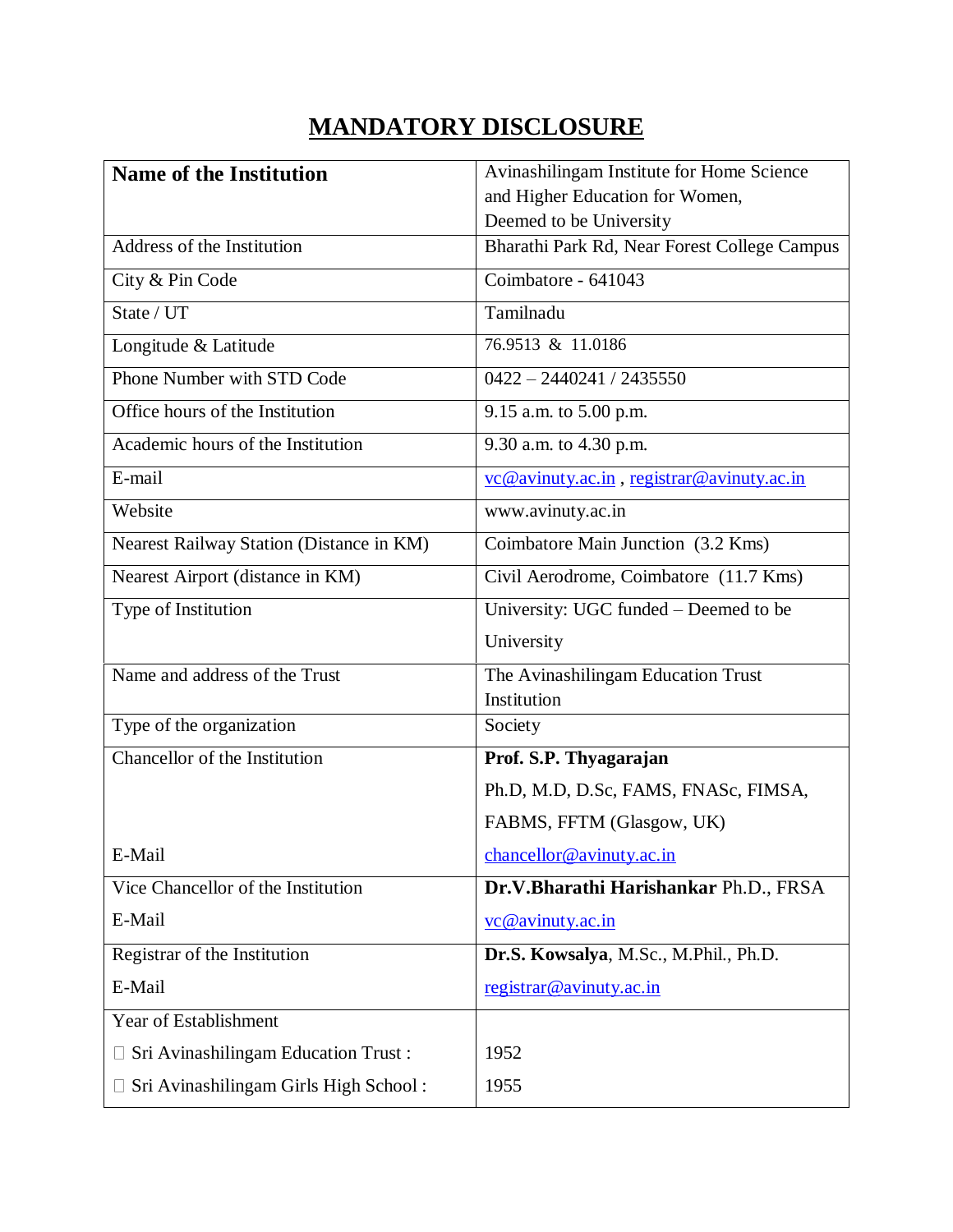# MANDATORY DISCLOSURE

| **Name of the Institution** | Avinashilingam Institute for Home Science and Higher Education for Women, Deemed to be University |
|---|---|
| Address of the Institution | Bharathi Park Rd, Near Forest College Campus |
| City & Pin Code | Coimbatore - 641043 |
| State / UT | Tamilnadu |
| Longitude & Latitude | 76.9513 & 11.0186 |
| Phone Number with STD Code | 0422 – 2440241 / 2435550 |
| Office hours of the Institution | 9.15 a.m. to 5.00 p.m. |
| Academic hours of the Institution | 9.30 a.m. to 4.30 p.m. |
| E-mail | vc@avinuty.ac.in , registrar@avinuty.ac.in |
| Website | www.avinuty.ac.in |
| Nearest Railway Station (Distance in KM) | Coimbatore Main Junction (3.2 Kms) |
| Nearest Airport (distance in KM) | Civil Aerodrome, Coimbatore (11.7 Kms) |
| Type of Institution | University: UGC funded – Deemed to be University |
| Name and address of the Trust | The Avinashilingam Education Trust Institution |
| Type of the organization | Society |
| Chancellor of the Institution<br><br>E-Mail | **Prof. S.P. Thyagarajan**<br>Ph.D, M.D, D.Sc, FAMS, FNASc, FIMSA, FABMS, FFTM (Glasgow, UK)<br>chancellor@avinuty.ac.in |
| Vice Chancellor of the Institution<br>E-Mail | **Dr.V.Bharathi Harishankar** Ph.D., FRSA<br>vc@avinuty.ac.in |
| Registrar of the Institution<br>E-Mail | **Dr.S. Kowsalya**, M.Sc., M.Phil., Ph.D.<br>registrar@avinuty.ac.in |
| Year of Establishment<br>Sri Avinashilingam Education Trust :<br>Sri Avinashilingam Girls High School : | <br>1952<br>1955 |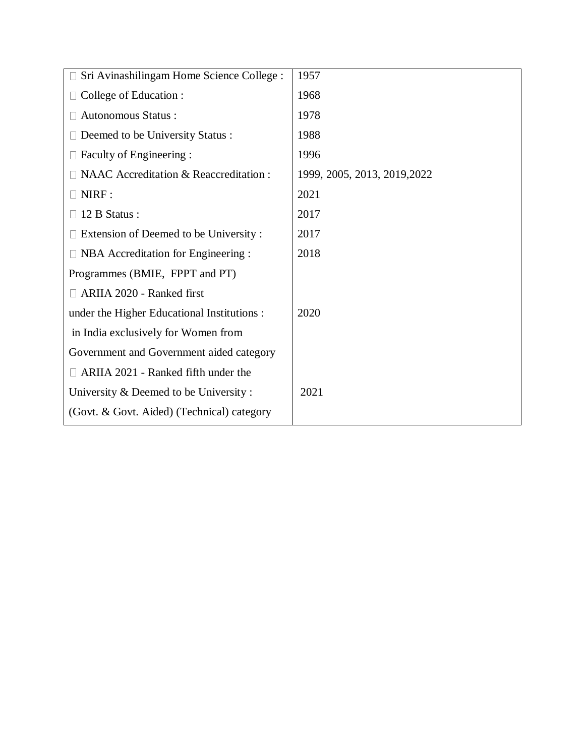| | |
|---|---|
| □ Sri Avinashilingam Home Science College : | 1957 |
| □ College of Education : | 1968 |
| □ Autonomous Status : | 1978 |
| □ Deemed to be University Status : | 1988 |
| □ Faculty of Engineering : | 1996 |
| □ NAAC Accreditation & Reaccreditation : | 1999, 2005, 2013, 2019,2022 |
| □ NIRF : | 2021 |
| □ 12 B Status : | 2017 |
| □ Extension of Deemed to be University : | 2017 |
| □ NBA Accreditation for Engineering : Programmes (BMIE, FPPT and PT) | 2018 |
| □ ARIIA 2020 - Ranked first under the Higher Educational Institutions : in India exclusively for Women from Government and Government aided category | 2020 |
| □ ARIIA 2021 - Ranked fifth under the University & Deemed to be University : (Govt. & Govt. Aided) (Technical) category | 2021 |